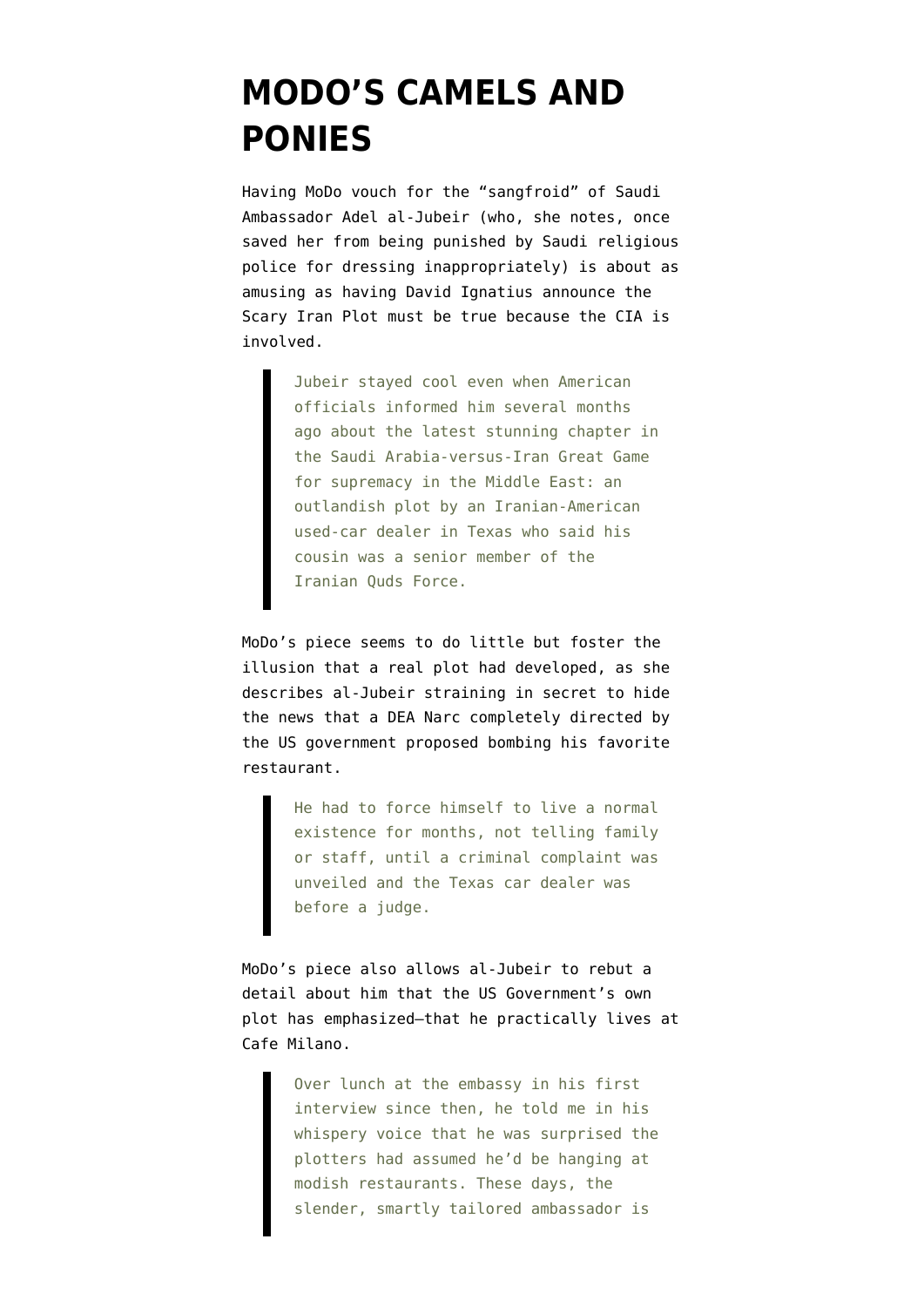# MODO'S CAMELS AND PONIES

Having MoDo vouch for the "sangfroid" of Saudi Ambassador Adel al-Jubeir (who, she notes, once saved her from being punished by Saudi religious police for dressing inappropriately) is about as amusing as having David Ignatius announce the Scary Iran Plot must be true because the CIA is involved.

> Jubeir stayed cool even when American officials informed him several months ago about the latest stunning chapter in the Saudi Arabia-versus-Iran Great Game for supremacy in the Middle East: an outlandish plot by an Iranian-American used-car dealer in Texas who said his cousin was a senior member of the Iranian Quds Force.

MoDo's piece seems to do little but foster the illusion that a real plot had developed, as she describes al-Jubeir straining in secret to hide the news that a DEA Narc completely directed by the US government proposed bombing his favorite restaurant.

> He had to force himself to live a normal existence for months, not telling family or staff, until a criminal complaint was unveiled and the Texas car dealer was before a judge.

MoDo's piece also allows al-Jubeir to rebut a detail about him that the US Government's own plot has emphasized—that he practically lives at Cafe Milano.

> Over lunch at the embassy in his first interview since then, he told me in his whispery voice that he was surprised the plotters had assumed he'd be hanging at modish restaurants. These days, the slender, smartly tailored ambassador is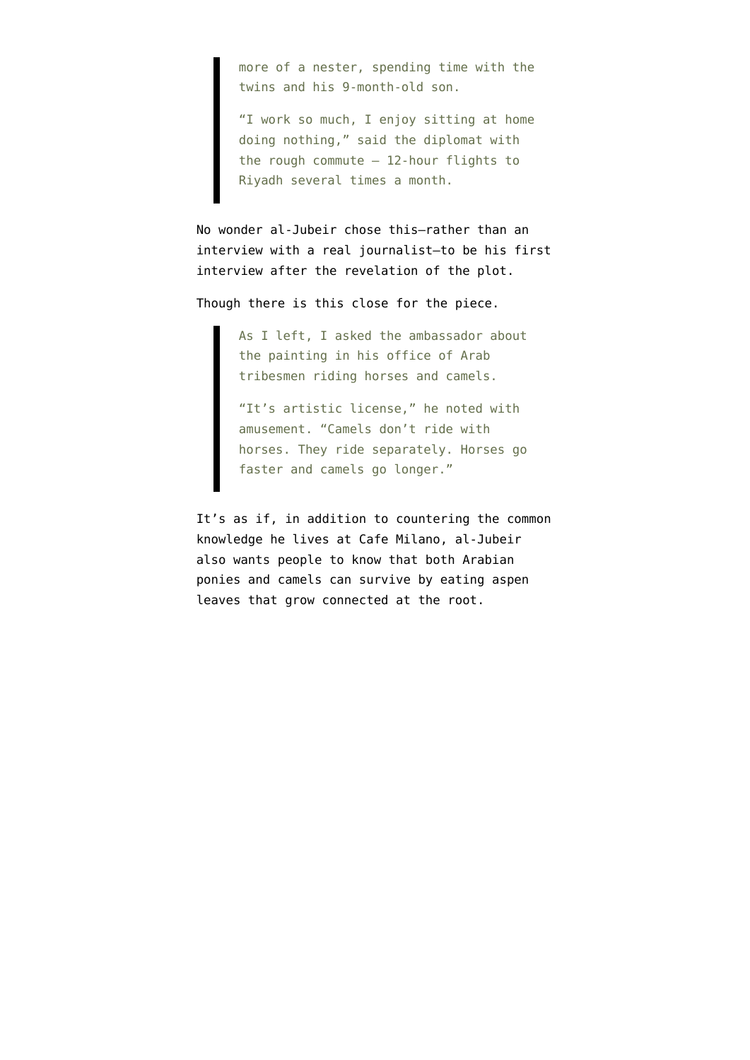> more of a nester, spending time with the twins and his 9-month-old son.
>
> "I work so much, I enjoy sitting at home doing nothing," said the diplomat with the rough commute — 12-hour flights to Riyadh several times a month.

No wonder al-Jubeir chose this—rather than an interview with a real journalist—to be his first interview after the revelation of the plot.

Though there is this close for the piece.

> As I left, I asked the ambassador about the painting in his office of Arab tribesmen riding horses and camels.
>
> "It's artistic license," he noted with amusement. "Camels don't ride with horses. They ride separately. Horses go faster and camels go longer."

It's as if, in addition to countering the common knowledge he lives at Cafe Milano, al-Jubeir also wants people to know that both Arabian ponies and camels can survive by eating aspen leaves that grow connected at the root.